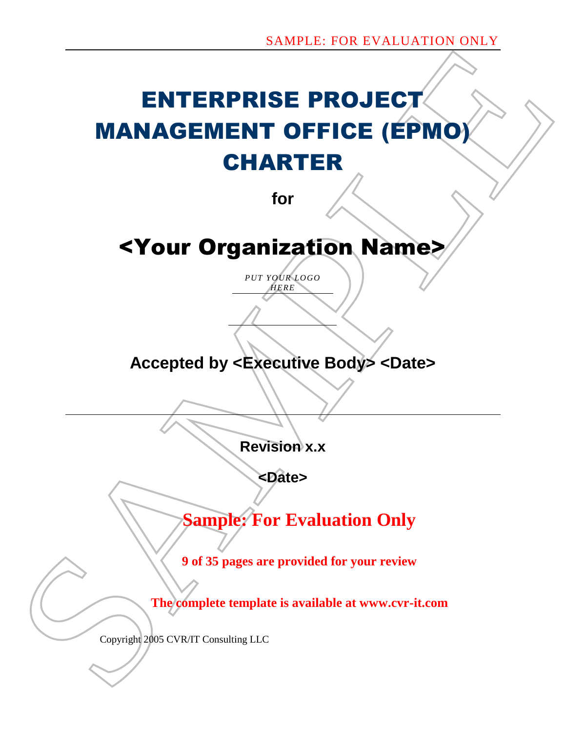# ENTERPRISE PROJECT MANAGEMENT OFFICE (EPMO) CHARTER

**for**

# <Your Organization Name>

*PUT YOUR LOGO HERE*

**Accepted by <Executive Body> <Date>**

**Revision x.x**

**<Date>**

**Sample: For Evaluation Only**

**9 of 35 pages are provided for your review**

**The complete template is available at www.cvr-it.com**

Copyright 2005 CVR/IT Consulting LLC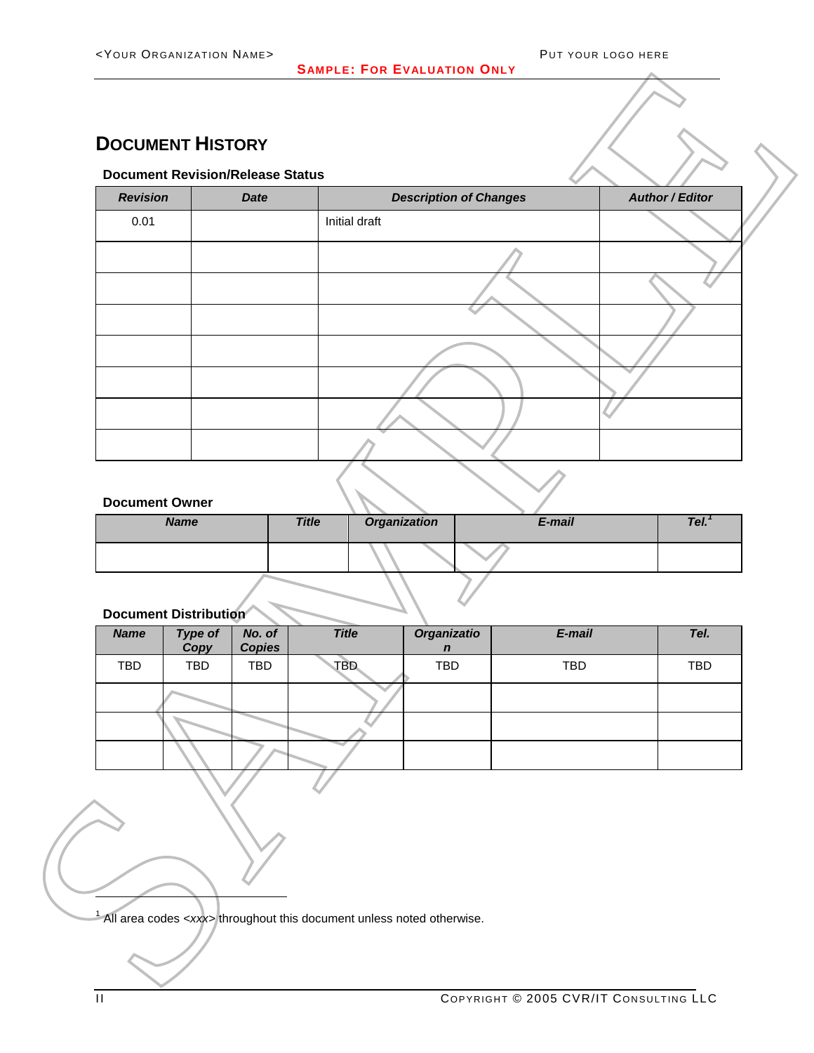# DOCUMENT HISTORY

### Document Revision/Release Status

| *Revision* | *Date* | *Description of Changes* | *Author / Editor* |
|---|---|---|---|
| 0.01 | | Initial draft | |
| | | | |
| | | | |
| | | | |
| | | | |
| | | | |
| | | | |
| | | | |

### Document Owner

| *Name* | *Title* | *Organization* | *E-mail* | *Tel.*[1] |
|---|---|---|---|---|
| | | | | |

### Document Distribution

| *Name* | *Type of Copy* | *No. of Copies* | *Title* | *Organization* | *E-mail* | *Tel.* |
|---|---|---|---|---|---|---|
| TBD | TBD | TBD | TBD | TBD | TBD | TBD |
| | | | | | | |
| | | | | | | |
| | | | | | | |

[1] All area codes <*xxx*> throughout this document unless noted otherwise.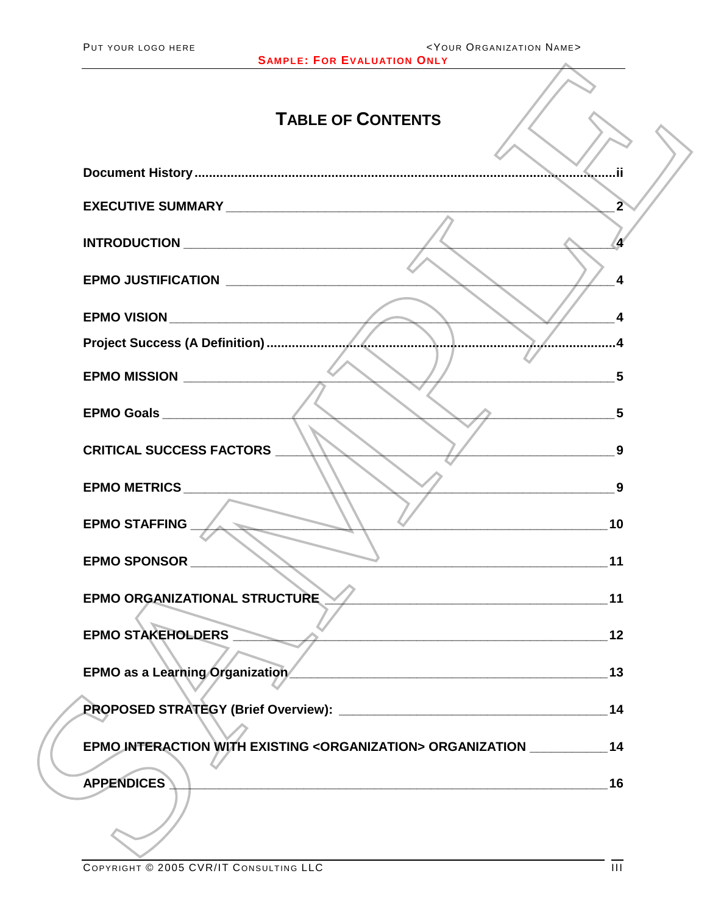# Table of Contents

| Section | Page |
| --- | --- |
| **Document History** | **ii** |
| **EXECUTIVE SUMMARY** | **2** |
| **INTRODUCTION** | **4** |
| **EPMO JUSTIFICATION** | **4** |
| **EPMO VISION** | **4** |
| **Project Success (A Definition)** | **4** |
| **EPMO MISSION** | **5** |
| **EPMO Goals** | **5** |
| **CRITICAL SUCCESS FACTORS** | **9** |
| **EPMO METRICS** | **9** |
| **EPMO STAFFING** | **10** |
| **EPMO SPONSOR** | **11** |
| **EPMO ORGANIZATIONAL STRUCTURE** | **11** |
| **EPMO STAKEHOLDERS** | **12** |
| **EPMO as a Learning Organization** | **13** |
| **PROPOSED STRATEGY (Brief Overview):** | **14** |
| **EPMO INTERACTION WITH EXISTING <ORGANIZATION> ORGANIZATION** | **14** |
| **APPENDICES** | **16** |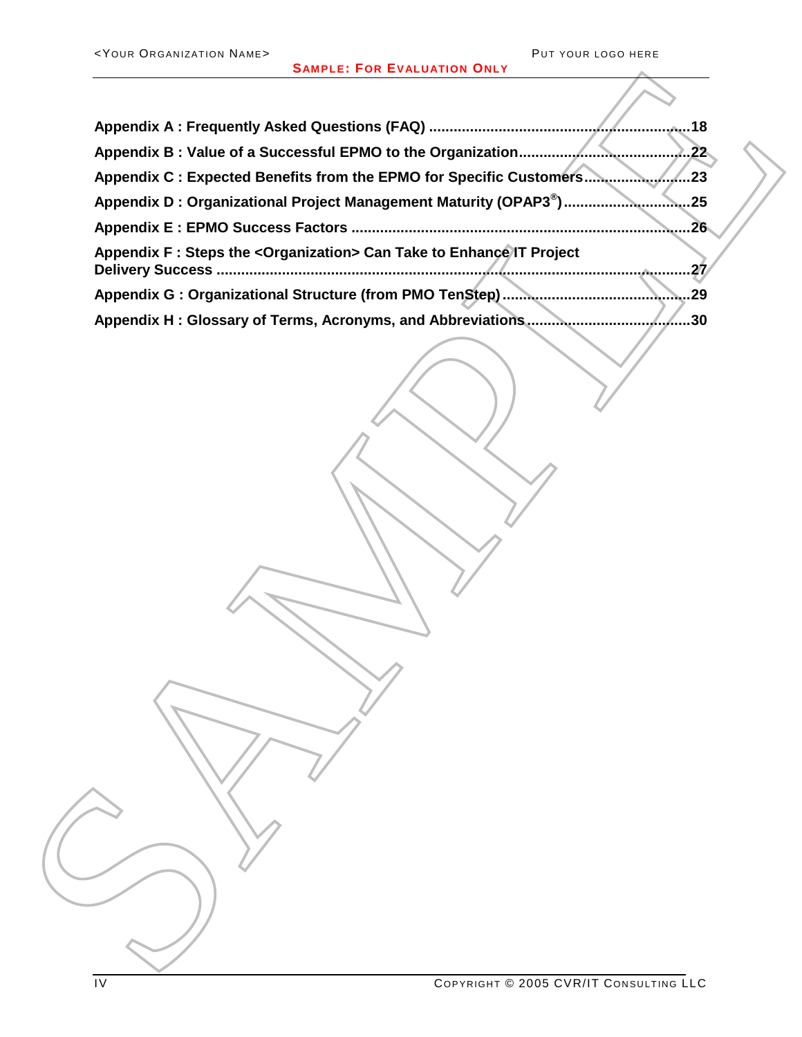Appendix A : Frequently Asked Questions (FAQ) .......................................................................18

Appendix B : Value of a Successful EPMO to the Organization..........................................22

Appendix C : Expected Benefits from the EPMO for Specific Customers.........................23

Appendix D : Organizational Project Management Maturity (OPAP3®)..............................25

Appendix E : EPMO Success Factors .......................................................................................26

Appendix F : Steps the <Organization> Can Take to Enhance IT Project Delivery Success .......................................................................................................................27

Appendix G : Organizational Structure (from PMO TenStep).............................................29

Appendix H : Glossary of Terms, Acronyms, and Abbreviations........................................30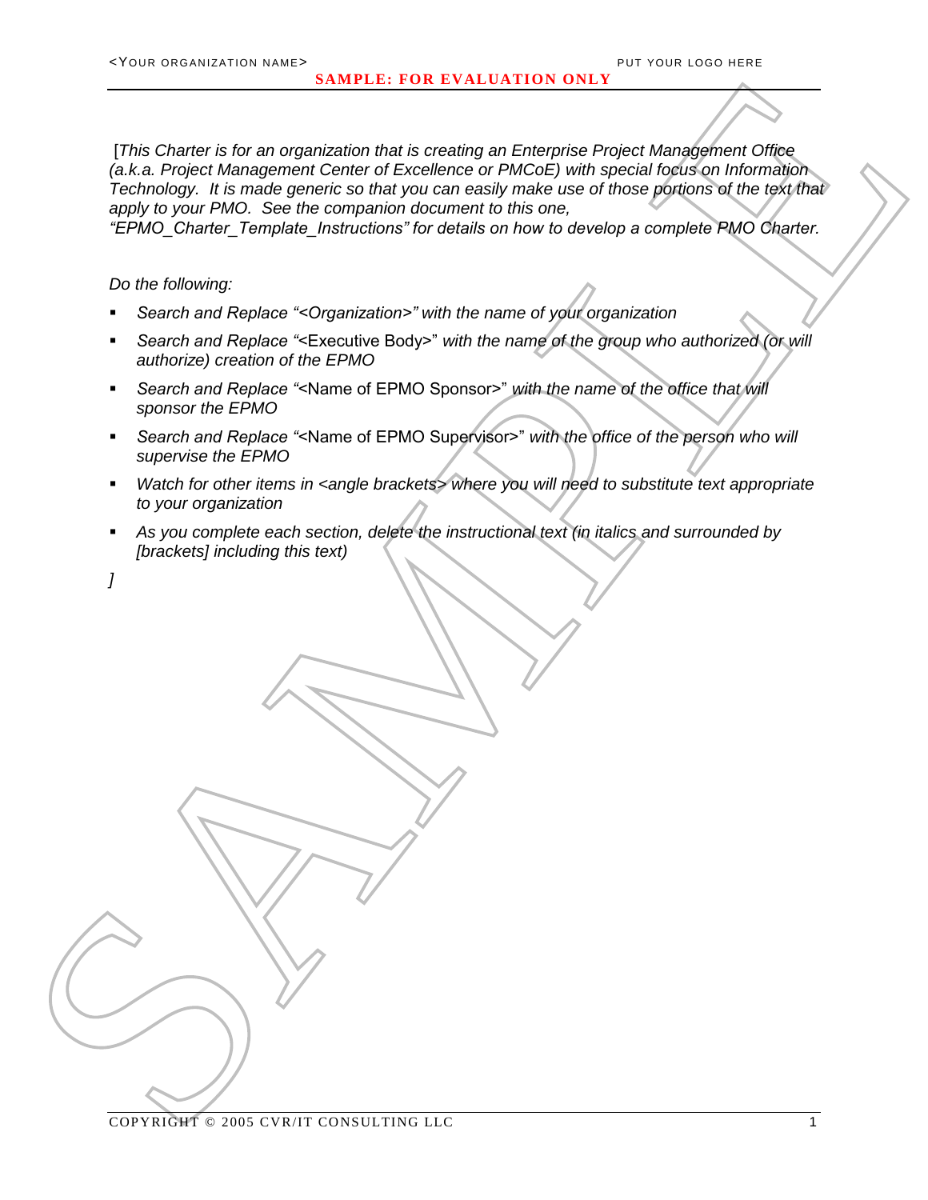*[This Charter is for an organization that is creating an Enterprise Project Management Office (a.k.a. Project Management Center of Excellence or PMCoE) with special focus on Information Technology. It is made generic so that you can easily make use of those portions of the text that apply to your PMO. See the companion document to this one, "EPMO_Charter_Template_Instructions" for details on how to develop a complete PMO Charter.*

*Do the following:*

- *Search and Replace "<Organization>" with the name of your organization*
- *Search and Replace "*<Executive Body>*" with the name of the group who authorized (or will authorize) creation of the EPMO*
- *Search and Replace "*<Name of EPMO Sponsor>*" with the name of the office that will sponsor the EPMO*
- *Search and Replace "*<Name of EPMO Supervisor>*" with the office of the person who will supervise the EPMO*
- *Watch for other items in <angle brackets> where you will need to substitute text appropriate to your organization*
- *As you complete each section, delete the instructional text (in italics and surrounded by [brackets] including this text)*

*]*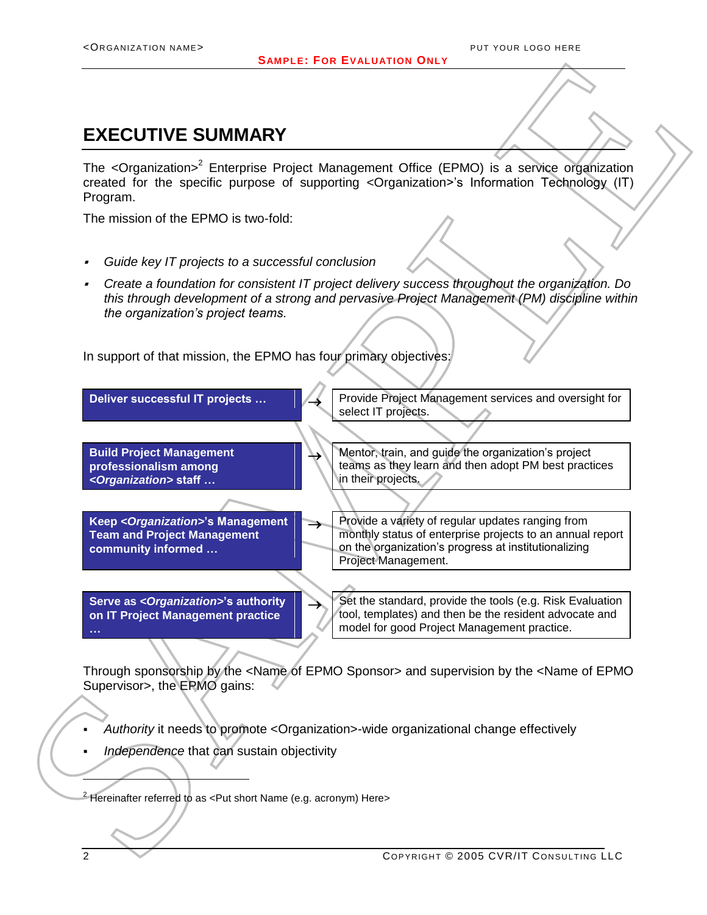# EXECUTIVE SUMMARY

The <Organization>[2] Enterprise Project Management Office (EPMO) is a service organization created for the specific purpose of supporting <Organization>'s Information Technology (IT) Program.

The mission of the EPMO is two-fold:

- *Guide key IT projects to a successful conclusion*
- *Create a foundation for consistent IT project delivery success throughout the organization. Do this through development of a strong and pervasive Project Management (PM) discipline within the organization's project teams.*

In support of that mission, the EPMO has four primary objectives:

| Objective | | Description |
|---|---|---|
| **Deliver successful IT projects …** | → | Provide Project Management services and oversight for select IT projects. |
| **Build Project Management professionalism among *<Organization>* staff …** | → | Mentor, train, and guide the organization's project teams as they learn and then adopt PM best practices in their projects. |
| **Keep *<Organization>*'s Management Team and Project Management community informed …** | → | Provide a variety of regular updates ranging from monthly status of enterprise projects to an annual report on the organization's progress at institutionalizing Project Management. |
| **Serve as *<Organization>*'s authority on IT Project Management practice …** | → | Set the standard, provide the tools (e.g. Risk Evaluation tool, templates) and then be the resident advocate and model for good Project Management practice. |

Through sponsorship by the <Name of EPMO Sponsor> and supervision by the <Name of EPMO Supervisor>, the EPMO gains:

- *Authority* it needs to promote <Organization>-wide organizational change effectively
- *Independence* that can sustain objectivity

[2] Hereinafter referred to as <Put short Name (e.g. acronym) Here>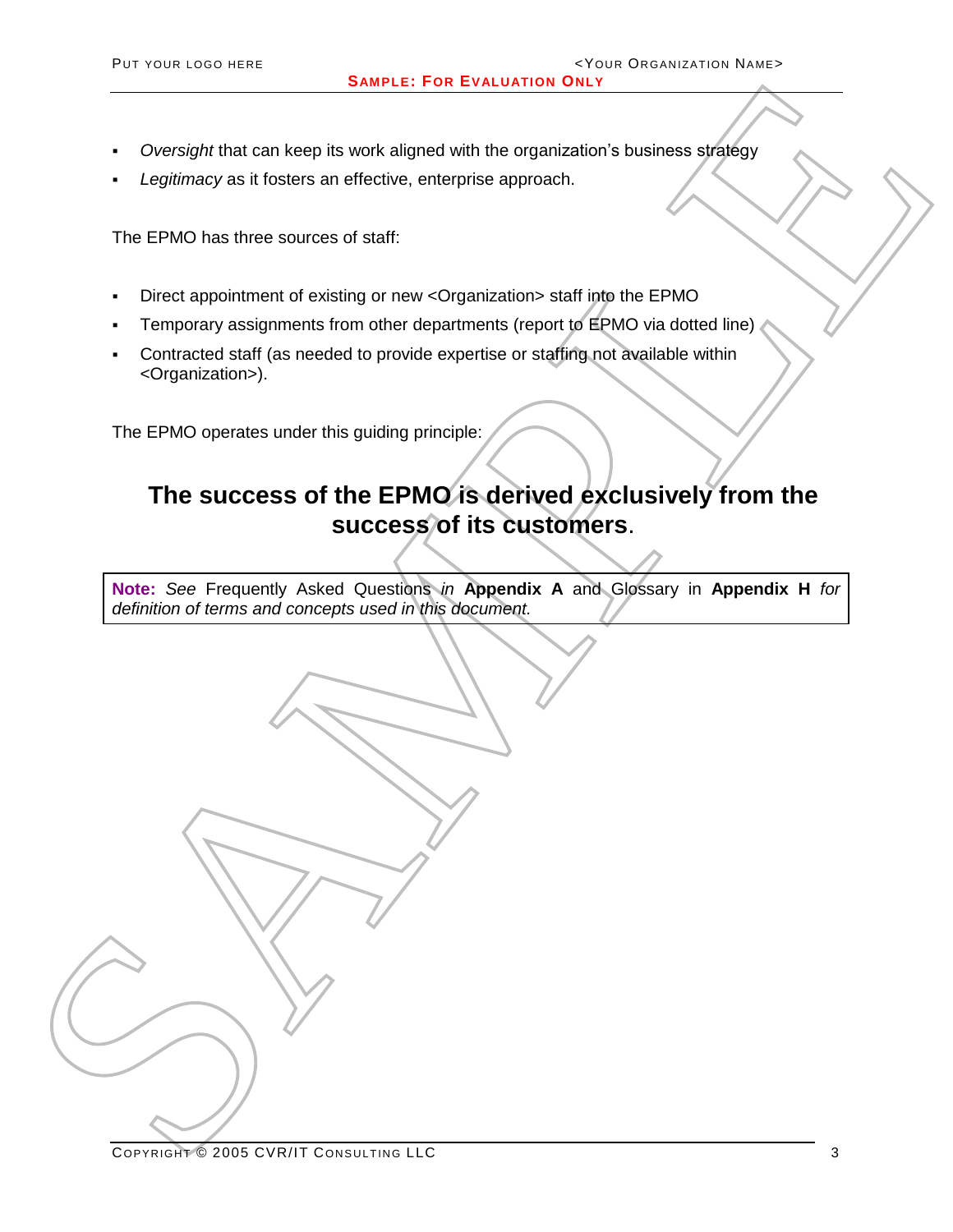- *Oversight* that can keep its work aligned with the organization's business strategy
- *Legitimacy* as it fosters an effective, enterprise approach.

The EPMO has three sources of staff:

- Direct appointment of existing or new <Organization> staff into the EPMO
- Temporary assignments from other departments (report to EPMO via dotted line)
- Contracted staff (as needed to provide expertise or staffing not available within <Organization>).

The EPMO operates under this guiding principle:

**The success of the EPMO is derived exclusively from the success of its customers**.

> **Note:** *See* Frequently Asked Questions *in* **Appendix A** and Glossary in **Appendix H** *for definition of terms and concepts used in this document.*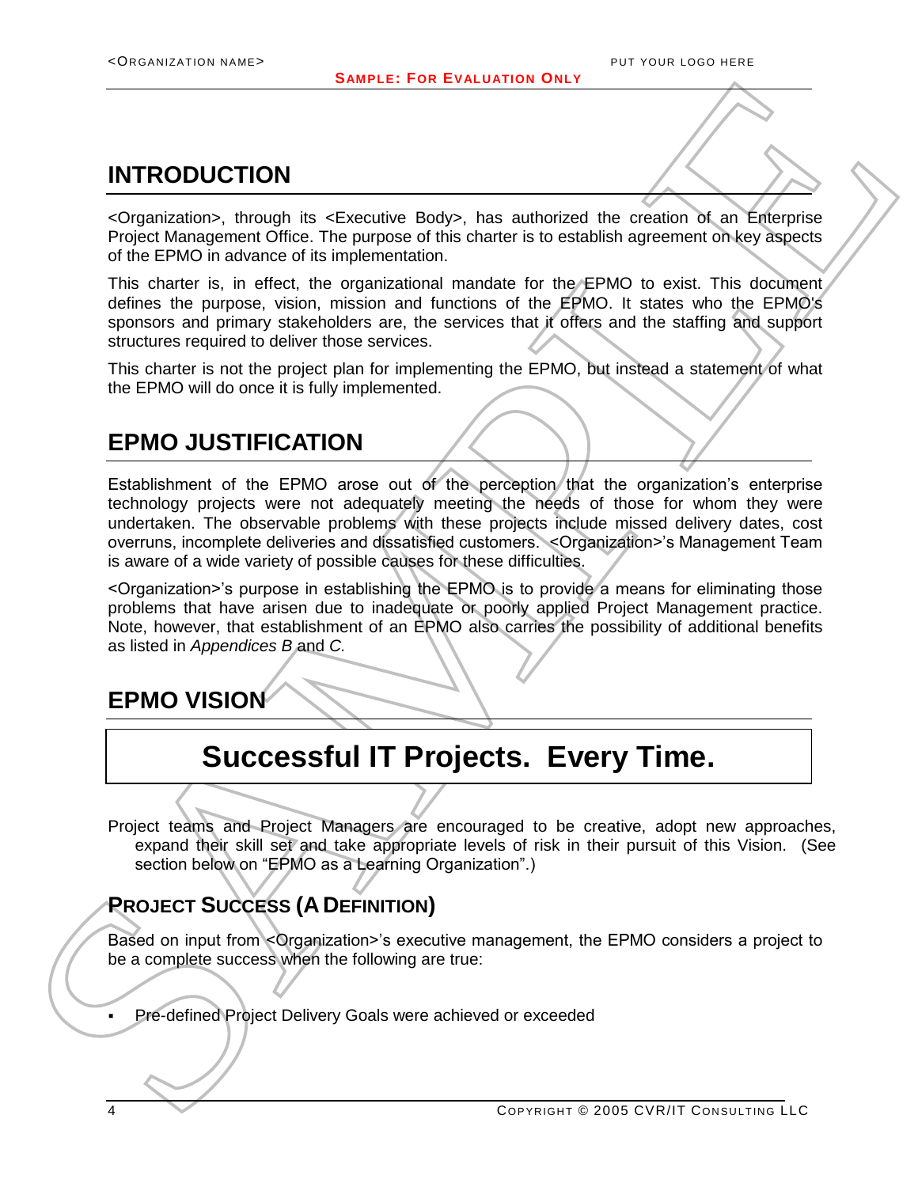## INTRODUCTION

<Organization>, through its <Executive Body>, has authorized the creation of an Enterprise Project Management Office. The purpose of this charter is to establish agreement on key aspects of the EPMO in advance of its implementation.

This charter is, in effect, the organizational mandate for the EPMO to exist. This document defines the purpose, vision, mission and functions of the EPMO. It states who the EPMO's sponsors and primary stakeholders are, the services that it offers and the staffing and support structures required to deliver those services.

This charter is not the project plan for implementing the EPMO, but instead a statement of what the EPMO will do once it is fully implemented.

## EPMO JUSTIFICATION

Establishment of the EPMO arose out of the perception that the organization's enterprise technology projects were not adequately meeting the needs of those for whom they were undertaken. The observable problems with these projects include missed delivery dates, cost overruns, incomplete deliveries and dissatisfied customers. <Organization>'s Management Team is aware of a wide variety of possible causes for these difficulties.

<Organization>'s purpose in establishing the EPMO is to provide a means for eliminating those problems that have arisen due to inadequate or poorly applied Project Management practice. Note, however, that establishment of an EPMO also carries the possibility of additional benefits as listed in *Appendices B* and *C.*

## EPMO VISION

| **Successful IT Projects. Every Time.** |
|---|

Project teams and Project Managers are encouraged to be creative, adopt new approaches, expand their skill set and take appropriate levels of risk in their pursuit of this Vision. (See section below on "EPMO as a Learning Organization".)

### PROJECT SUCCESS (A DEFINITION)

Based on input from <Organization>'s executive management, the EPMO considers a project to be a complete success when the following are true:

- Pre-defined Project Delivery Goals were achieved or exceeded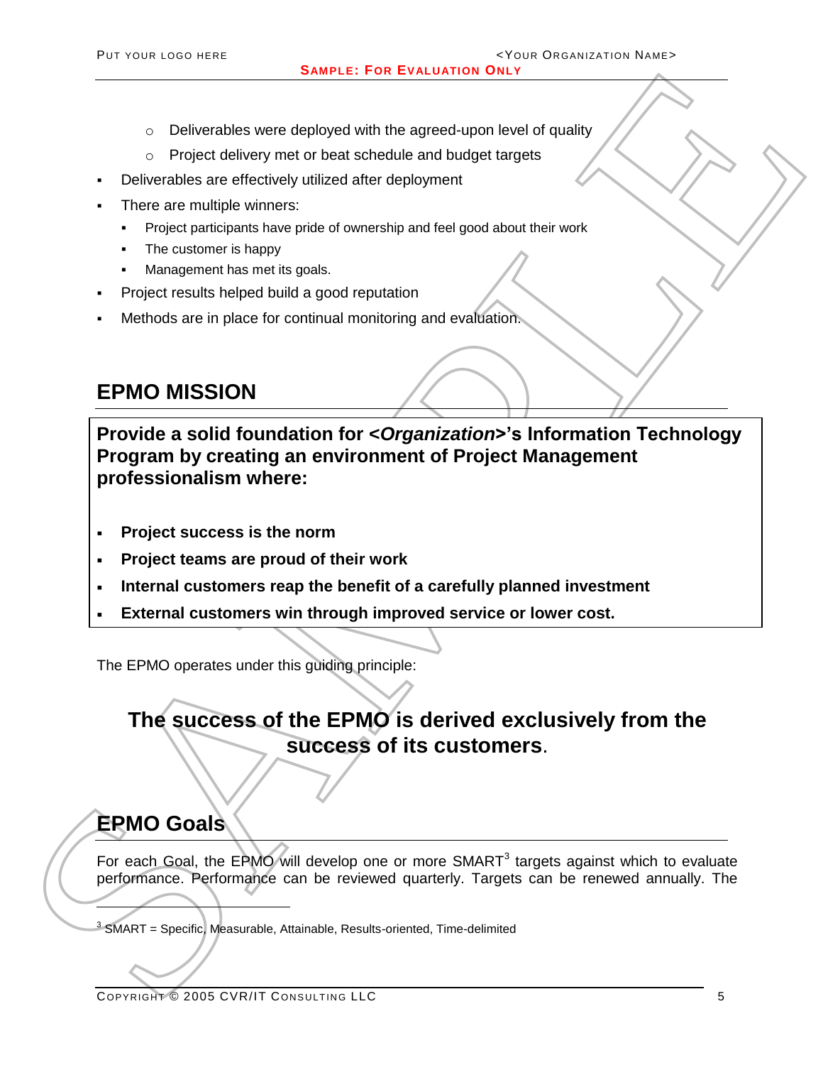- Deliverables were deployed with the agreed-upon level of quality
  - Project delivery met or beat schedule and budget targets
- Deliverables are effectively utilized after deployment
- There are multiple winners:
  - Project participants have pride of ownership and feel good about their work
  - The customer is happy
  - Management has met its goals.
- Project results helped build a good reputation
- Methods are in place for continual monitoring and evaluation.

## EPMO MISSION

**Provide a solid foundation for <*Organization*>'s Information Technology Program by creating an environment of Project Management professionalism where:**

- **Project success is the norm**
- **Project teams are proud of their work**
- **Internal customers reap the benefit of a carefully planned investment**
- **External customers win through improved service or lower cost.**

The EPMO operates under this guiding principle:

### The success of the EPMO is derived exclusively from the success of its customers.

## EPMO Goals

For each Goal, the EPMO will develop one or more SMART[3] targets against which to evaluate performance. Performance can be reviewed quarterly. Targets can be renewed annually. The

[3] SMART = Specific, Measurable, Attainable, Results-oriented, Time-delimited